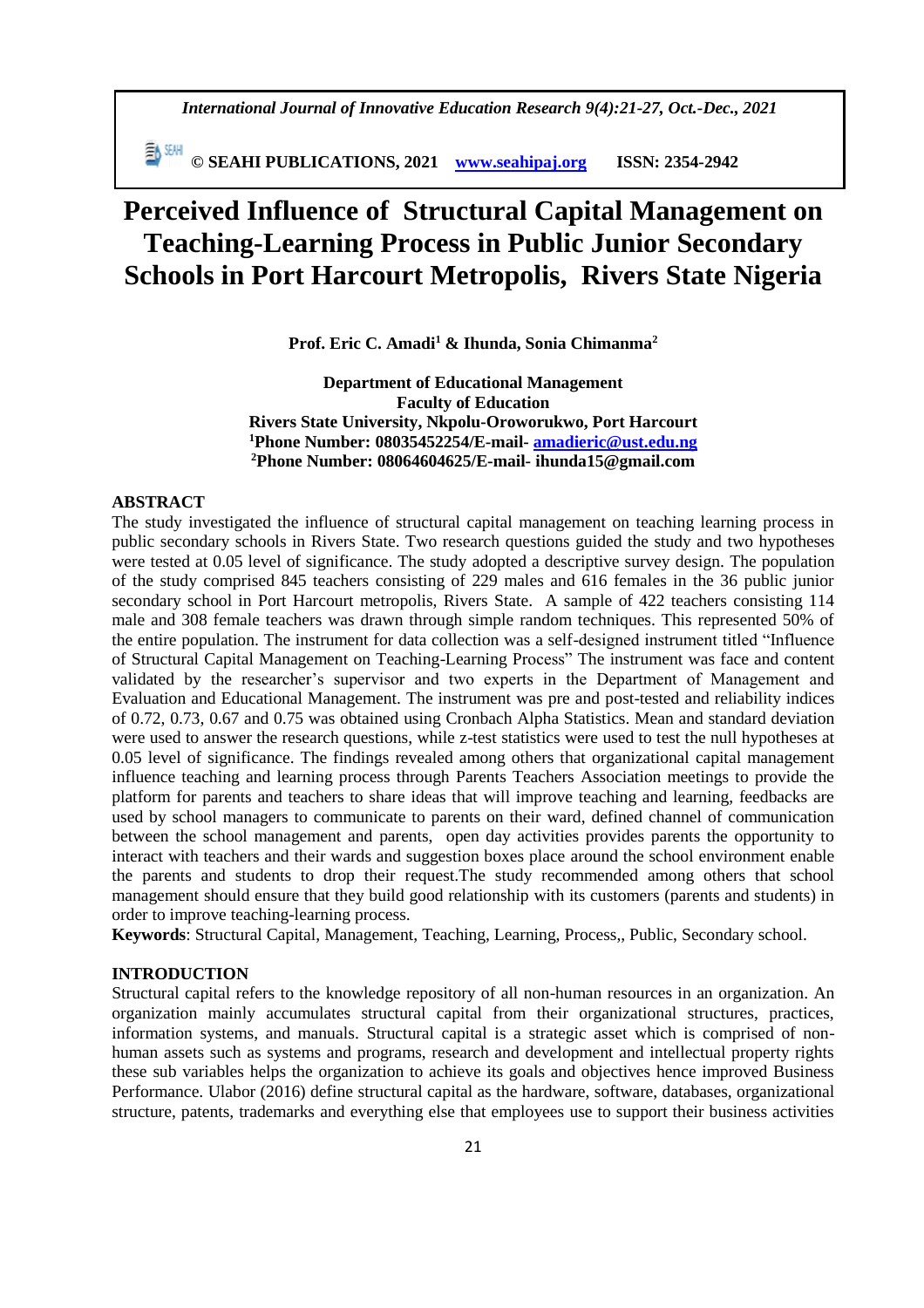# Perceived Influence of Structural Capital Management on Teaching-Learning Process in Public Junior Secondary Schools in Port Harcourt Metropolis, Rivers State Nigeria

**Prof. Eric C. Amadi[1] & Ihunda, Sonia Chimanma[2]**

**Department of Educational Management**
**Faculty of Education**
**Rivers State University, Nkpolu-Oroworukwo, Port Harcourt**
**[1]Phone Number: 08035452254/E-mail- amadieric@ust.edu.ng**
**[2]Phone Number: 08064604625/E-mail- ihunda15@gmail.com**

## ABSTRACT

The study investigated the influence of structural capital management on teaching learning process in public secondary schools in Rivers State. Two research questions guided the study and two hypotheses were tested at 0.05 level of significance. The study adopted a descriptive survey design. The population of the study comprised 845 teachers consisting of 229 males and 616 females in the 36 public junior secondary school in Port Harcourt metropolis, Rivers State. A sample of 422 teachers consisting 114 male and 308 female teachers was drawn through simple random techniques. This represented 50% of the entire population. The instrument for data collection was a self-designed instrument titled "Influence of Structural Capital Management on Teaching-Learning Process" The instrument was face and content validated by the researcher's supervisor and two experts in the Department of Management and Evaluation and Educational Management. The instrument was pre and post-tested and reliability indices of 0.72, 0.73, 0.67 and 0.75 was obtained using Cronbach Alpha Statistics. Mean and standard deviation were used to answer the research questions, while z-test statistics were used to test the null hypotheses at 0.05 level of significance. The findings revealed among others that organizational capital management influence teaching and learning process through Parents Teachers Association meetings to provide the platform for parents and teachers to share ideas that will improve teaching and learning, feedbacks are used by school managers to communicate to parents on their ward, defined channel of communication between the school management and parents, open day activities provides parents the opportunity to interact with teachers and their wards and suggestion boxes place around the school environment enable the parents and students to drop their request.The study recommended among others that school management should ensure that they build good relationship with its customers (parents and students) in order to improve teaching-learning process.

**Keywords**: Structural Capital, Management, Teaching, Learning, Process,, Public, Secondary school.

## INTRODUCTION

Structural capital refers to the knowledge repository of all non-human resources in an organization. An organization mainly accumulates structural capital from their organizational structures, practices, information systems, and manuals. Structural capital is a strategic asset which is comprised of non-human assets such as systems and programs, research and development and intellectual property rights these sub variables helps the organization to achieve its goals and objectives hence improved Business Performance. Ulabor (2016) define structural capital as the hardware, software, databases, organizational structure, patents, trademarks and everything else that employees use to support their business activities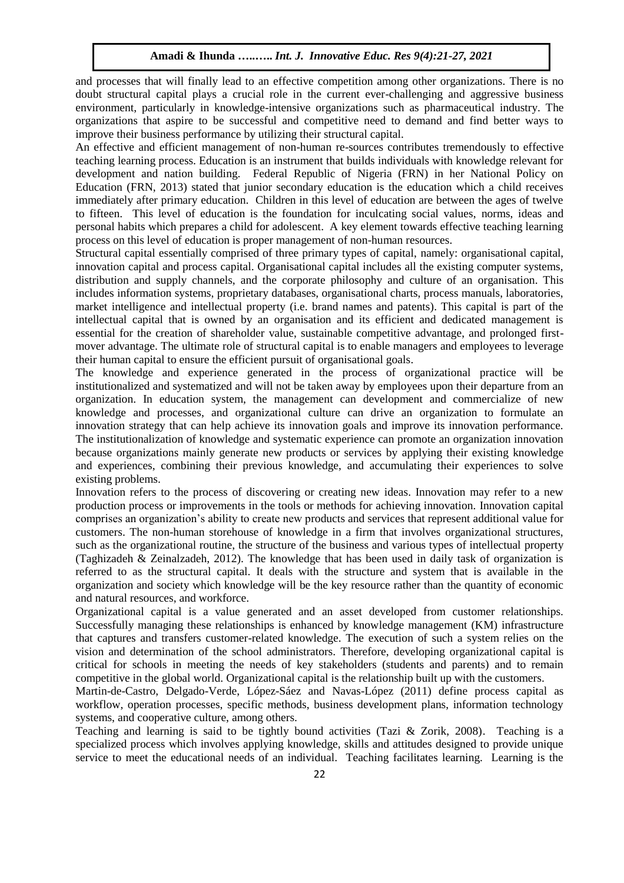and processes that will finally lead to an effective competition among other organizations. There is no doubt structural capital plays a crucial role in the current ever-challenging and aggressive business environment, particularly in knowledge-intensive organizations such as pharmaceutical industry. The organizations that aspire to be successful and competitive need to demand and find better ways to improve their business performance by utilizing their structural capital.

An effective and efficient management of non-human re-sources contributes tremendously to effective teaching learning process. Education is an instrument that builds individuals with knowledge relevant for development and nation building. Federal Republic of Nigeria (FRN) in her National Policy on Education (FRN, 2013) stated that junior secondary education is the education which a child receives immediately after primary education. Children in this level of education are between the ages of twelve to fifteen. This level of education is the foundation for inculcating social values, norms, ideas and personal habits which prepares a child for adolescent. A key element towards effective teaching learning process on this level of education is proper management of non-human resources.

Structural capital essentially comprised of three primary types of capital, namely: organisational capital, innovation capital and process capital. Organisational capital includes all the existing computer systems, distribution and supply channels, and the corporate philosophy and culture of an organisation. This includes information systems, proprietary databases, organisational charts, process manuals, laboratories, market intelligence and intellectual property (i.e. brand names and patents). This capital is part of the intellectual capital that is owned by an organisation and its efficient and dedicated management is essential for the creation of shareholder value, sustainable competitive advantage, and prolonged first-mover advantage. The ultimate role of structural capital is to enable managers and employees to leverage their human capital to ensure the efficient pursuit of organisational goals.

The knowledge and experience generated in the process of organizational practice will be institutionalized and systematized and will not be taken away by employees upon their departure from an organization. In education system, the management can development and commercialize of new knowledge and processes, and organizational culture can drive an organization to formulate an innovation strategy that can help achieve its innovation goals and improve its innovation performance. The institutionalization of knowledge and systematic experience can promote an organization innovation because organizations mainly generate new products or services by applying their existing knowledge and experiences, combining their previous knowledge, and accumulating their experiences to solve existing problems.

Innovation refers to the process of discovering or creating new ideas. Innovation may refer to a new production process or improvements in the tools or methods for achieving innovation. Innovation capital comprises an organization's ability to create new products and services that represent additional value for customers. The non-human storehouse of knowledge in a firm that involves organizational structures, such as the organizational routine, the structure of the business and various types of intellectual property (Taghizadeh & Zeinalzadeh, 2012). The knowledge that has been used in daily task of organization is referred to as the structural capital. It deals with the structure and system that is available in the organization and society which knowledge will be the key resource rather than the quantity of economic and natural resources, and workforce.

Organizational capital is a value generated and an asset developed from customer relationships. Successfully managing these relationships is enhanced by knowledge management (KM) infrastructure that captures and transfers customer-related knowledge. The execution of such a system relies on the vision and determination of the school administrators. Therefore, developing organizational capital is critical for schools in meeting the needs of key stakeholders (students and parents) and to remain competitive in the global world. Organizational capital is the relationship built up with the customers.

Martin-de-Castro, Delgado-Verde, López-Sáez and Navas-López (2011) define process capital as workflow, operation processes, specific methods, business development plans, information technology systems, and cooperative culture, among others.

Teaching and learning is said to be tightly bound activities (Tazi & Zorik, 2008). Teaching is a specialized process which involves applying knowledge, skills and attitudes designed to provide unique service to meet the educational needs of an individual. Teaching facilitates learning. Learning is the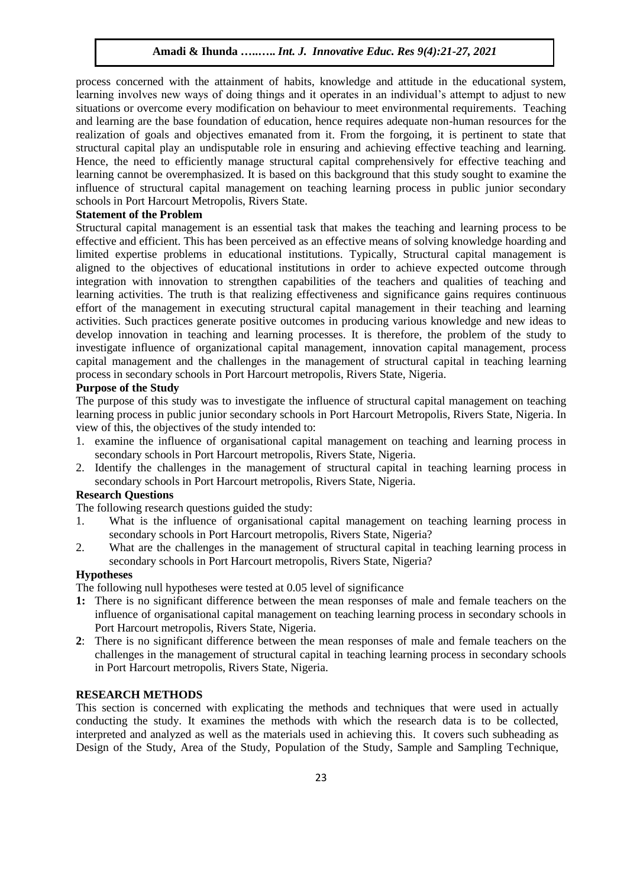process concerned with the attainment of habits, knowledge and attitude in the educational system, learning involves new ways of doing things and it operates in an individual's attempt to adjust to new situations or overcome every modification on behaviour to meet environmental requirements. Teaching and learning are the base foundation of education, hence requires adequate non-human resources for the realization of goals and objectives emanated from it. From the forgoing, it is pertinent to state that structural capital play an undisputable role in ensuring and achieving effective teaching and learning. Hence, the need to efficiently manage structural capital comprehensively for effective teaching and learning cannot be overemphasized. It is based on this background that this study sought to examine the influence of structural capital management on teaching learning process in public junior secondary schools in Port Harcourt Metropolis, Rivers State.

**Statement of the Problem**

Structural capital management is an essential task that makes the teaching and learning process to be effective and efficient. This has been perceived as an effective means of solving knowledge hoarding and limited expertise problems in educational institutions. Typically, Structural capital management is aligned to the objectives of educational institutions in order to achieve expected outcome through integration with innovation to strengthen capabilities of the teachers and qualities of teaching and learning activities. The truth is that realizing effectiveness and significance gains requires continuous effort of the management in executing structural capital management in their teaching and learning activities. Such practices generate positive outcomes in producing various knowledge and new ideas to develop innovation in teaching and learning processes. It is therefore, the problem of the study to investigate influence of organizational capital management, innovation capital management, process capital management and the challenges in the management of structural capital in teaching learning process in secondary schools in Port Harcourt metropolis, Rivers State, Nigeria.

**Purpose of the Study**

The purpose of this study was to investigate the influence of structural capital management on teaching learning process in public junior secondary schools in Port Harcourt Metropolis, Rivers State, Nigeria. In view of this, the objectives of the study intended to:

1. examine the influence of organisational capital management on teaching and learning process in secondary schools in Port Harcourt metropolis, Rivers State, Nigeria.
2. Identify the challenges in the management of structural capital in teaching learning process in secondary schools in Port Harcourt metropolis, Rivers State, Nigeria.

**Research Questions**

The following research questions guided the study:

1. What is the influence of organisational capital management on teaching learning process in secondary schools in Port Harcourt metropolis, Rivers State, Nigeria?
2. What are the challenges in the management of structural capital in teaching learning process in secondary schools in Port Harcourt metropolis, Rivers State, Nigeria?

**Hypotheses**

The following null hypotheses were tested at 0.05 level of significance

**1:** There is no significant difference between the mean responses of male and female teachers on the influence of organisational capital management on teaching learning process in secondary schools in Port Harcourt metropolis, Rivers State, Nigeria.

**2**: There is no significant difference between the mean responses of male and female teachers on the challenges in the management of structural capital in teaching learning process in secondary schools in Port Harcourt metropolis, Rivers State, Nigeria.

**RESEARCH METHODS**

This section is concerned with explicating the methods and techniques that were used in actually conducting the study. It examines the methods with which the research data is to be collected, interpreted and analyzed as well as the materials used in achieving this. It covers such subheading as Design of the Study, Area of the Study, Population of the Study, Sample and Sampling Technique,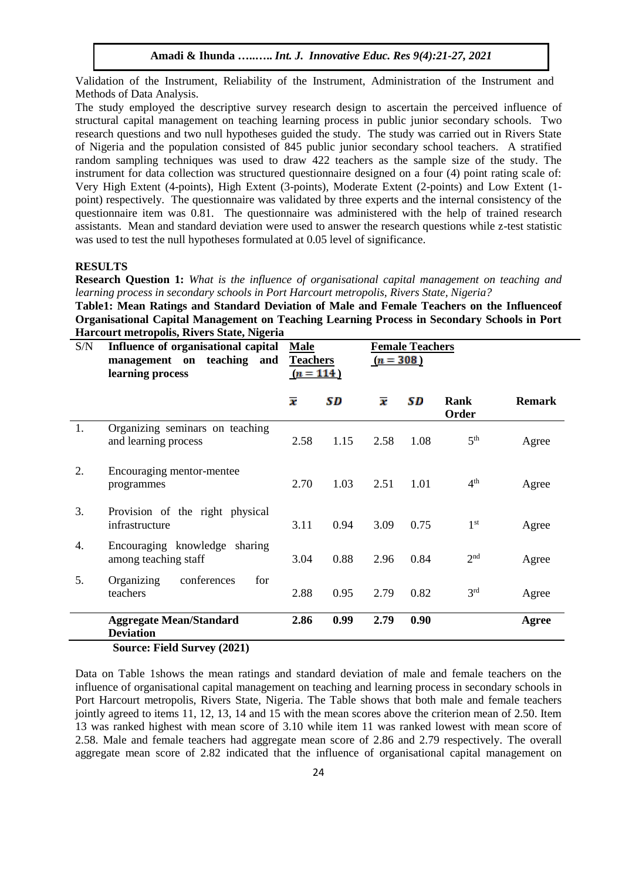Validation of the Instrument, Reliability of the Instrument, Administration of the Instrument and Methods of Data Analysis.

The study employed the descriptive survey research design to ascertain the perceived influence of structural capital management on teaching learning process in public junior secondary schools. Two research questions and two null hypotheses guided the study. The study was carried out in Rivers State of Nigeria and the population consisted of 845 public junior secondary school teachers. A stratified random sampling techniques was used to draw 422 teachers as the sample size of the study. The instrument for data collection was structured questionnaire designed on a four (4) point rating scale of: Very High Extent (4-points), High Extent (3-points), Moderate Extent (2-points) and Low Extent (1-point) respectively. The questionnaire was validated by three experts and the internal consistency of the questionnaire item was 0.81. The questionnaire was administered with the help of trained research assistants. Mean and standard deviation were used to answer the research questions while z-test statistic was used to test the null hypotheses formulated at 0.05 level of significance.

## RESULTS

**Research Question 1:** *What is the influence of organisational capital management on teaching and learning process in secondary schools in Port Harcourt metropolis, Rivers State, Nigeria?*

**Table1: Mean Ratings and Standard Deviation of Male and Female Teachers on the Influenceof Organisational Capital Management on Teaching Learning Process in Secondary Schools in Port Harcourt metropolis, Rivers State, Nigeria**

| S/N | Influence of organisational capital management on teaching and learning process | Male Teachers ($n = 114$) | | Female Teachers ($n = 308$) | | | |
|---|---|---|---|---|---|---|---|
| | | $\bar{x}$ | SD | $\bar{x}$ | SD | Rank Order | Remark |
| 1. | Organizing seminars on teaching and learning process | 2.58 | 1.15 | 2.58 | 1.08 | 5th | Agree |
| 2. | Encouraging mentor-mentee programmes | 2.70 | 1.03 | 2.51 | 1.01 | 4th | Agree |
| 3. | Provision of the right physical infrastructure | 3.11 | 0.94 | 3.09 | 0.75 | 1st | Agree |
| 4. | Encouraging knowledge sharing among teaching staff | 3.04 | 0.88 | 2.96 | 0.84 | 2nd | Agree |
| 5. | Organizing conferences for teachers | 2.88 | 0.95 | 2.79 | 0.82 | 3rd | Agree |
| | **Aggregate Mean/Standard Deviation** | **2.86** | **0.99** | **2.79** | **0.90** | | **Agree** |

**Source: Field Survey (2021)**

Data on Table 1shows the mean ratings and standard deviation of male and female teachers on the influence of organisational capital management on teaching and learning process in secondary schools in Port Harcourt metropolis, Rivers State, Nigeria. The Table shows that both male and female teachers jointly agreed to items 11, 12, 13, 14 and 15 with the mean scores above the criterion mean of 2.50. Item 13 was ranked highest with mean score of 3.10 while item 11 was ranked lowest with mean score of 2.58. Male and female teachers had aggregate mean score of 2.86 and 2.79 respectively. The overall aggregate mean score of 2.82 indicated that the influence of organisational capital management on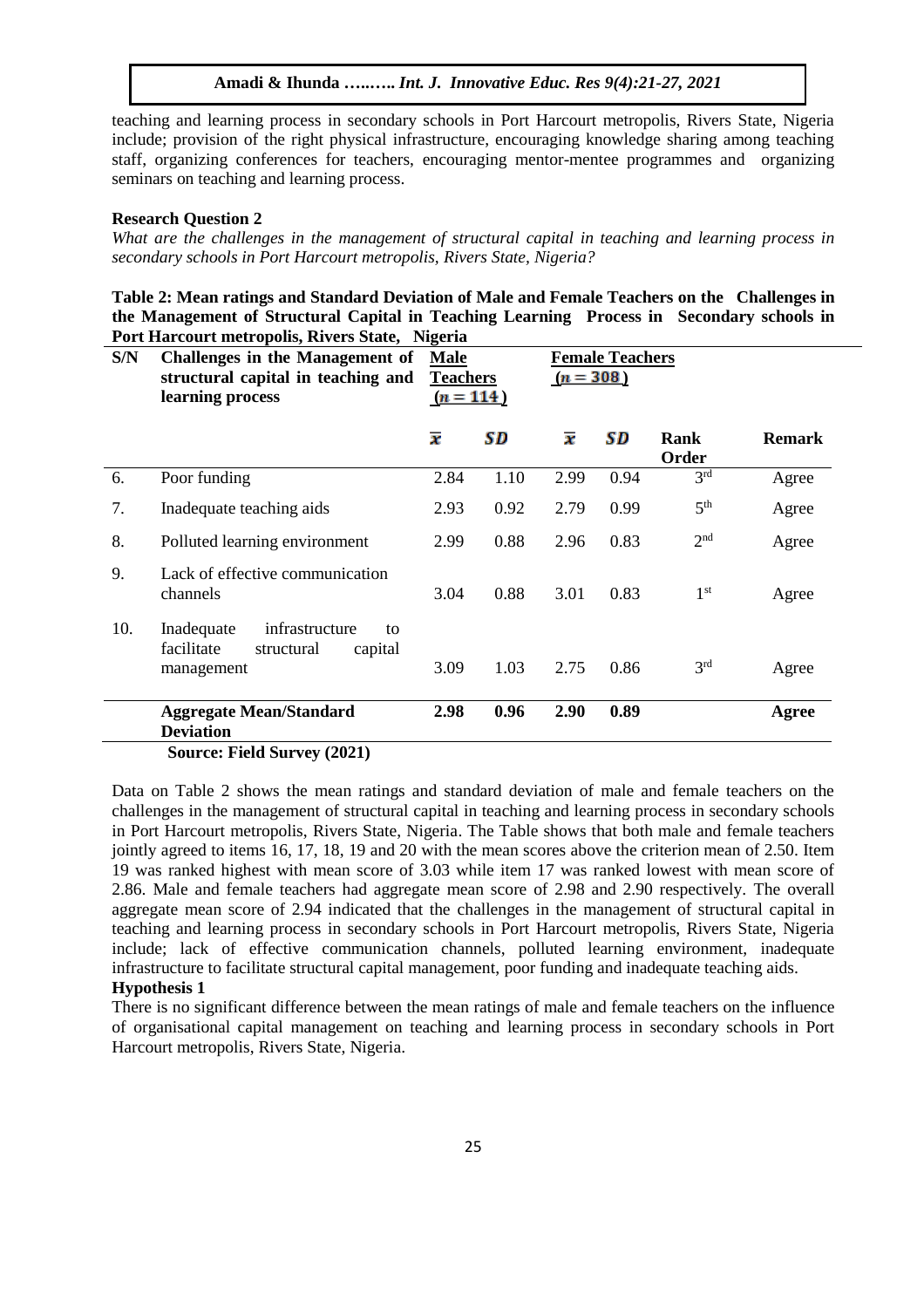teaching and learning process in secondary schools in Port Harcourt metropolis, Rivers State, Nigeria include; provision of the right physical infrastructure, encouraging knowledge sharing among teaching staff, organizing conferences for teachers, encouraging mentor-mentee programmes and organizing seminars on teaching and learning process.

**Research Question 2**

*What are the challenges in the management of structural capital in teaching and learning process in secondary schools in Port Harcourt metropolis, Rivers State, Nigeria?*

**Table 2: Mean ratings and Standard Deviation of Male and Female Teachers on the Challenges in the Management of Structural Capital in Teaching Learning Process in Secondary schools in Port Harcourt metropolis, Rivers State, Nigeria**

| S/N | Challenges in the Management of structural capital in teaching and learning process | Male Teachers ($n = 114$) | | Female Teachers ($n = 308$) | | | |
|---|---|---|---|---|---|---|---|
| | | $\bar{x}$ | SD | $\bar{x}$ | SD | Rank Order | Remark |
| 6. | Poor funding | 2.84 | 1.10 | 2.99 | 0.94 | 3rd | Agree |
| 7. | Inadequate teaching aids | 2.93 | 0.92 | 2.79 | 0.99 | 5th | Agree |
| 8. | Polluted learning environment | 2.99 | 0.88 | 2.96 | 0.83 | 2nd | Agree |
| 9. | Lack of effective communication channels | 3.04 | 0.88 | 3.01 | 0.83 | 1st | Agree |
| 10. | Inadequate infrastructure to facilitate structural capital management | 3.09 | 1.03 | 2.75 | 0.86 | 3rd | Agree |
| | **Aggregate Mean/Standard Deviation** | **2.98** | **0.96** | **2.90** | **0.89** | | **Agree** |

**Source: Field Survey (2021)**

Data on Table 2 shows the mean ratings and standard deviation of male and female teachers on the challenges in the management of structural capital in teaching and learning process in secondary schools in Port Harcourt metropolis, Rivers State, Nigeria. The Table shows that both male and female teachers jointly agreed to items 16, 17, 18, 19 and 20 with the mean scores above the criterion mean of 2.50. Item 19 was ranked highest with mean score of 3.03 while item 17 was ranked lowest with mean score of 2.86. Male and female teachers had aggregate mean score of 2.98 and 2.90 respectively. The overall aggregate mean score of 2.94 indicated that the challenges in the management of structural capital in teaching and learning process in secondary schools in Port Harcourt metropolis, Rivers State, Nigeria include; lack of effective communication channels, polluted learning environment, inadequate infrastructure to facilitate structural capital management, poor funding and inadequate teaching aids.

**Hypothesis 1**

There is no significant difference between the mean ratings of male and female teachers on the influence of organisational capital management on teaching and learning process in secondary schools in Port Harcourt metropolis, Rivers State, Nigeria.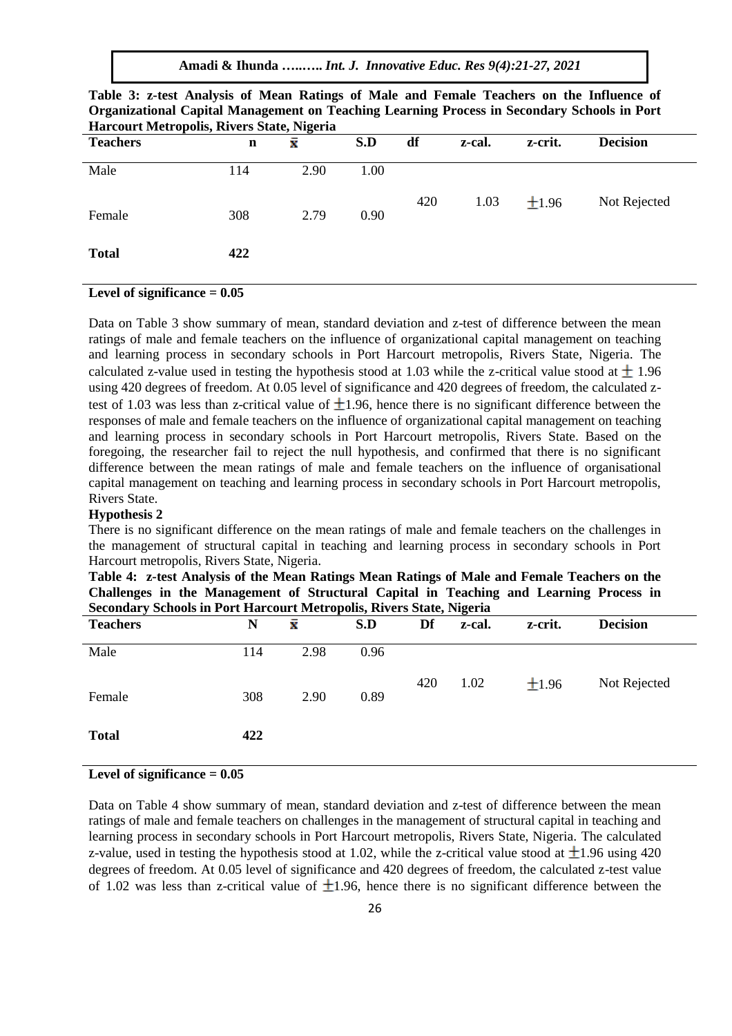**Table 3: z-test Analysis of Mean Ratings of Male and Female Teachers on the Influence of Organizational Capital Management on Teaching Learning Process in Secondary Schools in Port Harcourt Metropolis, Rivers State, Nigeria**

| Teachers | n | $\bar{x}$ | S.D | df | z-cal. | z-crit. | Decision |
|---|---|---|---|---|---|---|---|
| Male | 114 | 2.90 | 1.00 | | | | |
| Female | 308 | 2.79 | 0.90 | 420 | 1.03 | $\pm$1.96 | Not Rejected |
| **Total** | **422** | | | | | | |

**Level of significance = 0.05**

Data on Table 3 show summary of mean, standard deviation and z-test of difference between the mean ratings of male and female teachers on the influence of organizational capital management on teaching and learning process in secondary schools in Port Harcourt metropolis, Rivers State, Nigeria. The calculated z-value used in testing the hypothesis stood at 1.03 while the z-critical value stood at $\pm$ 1.96 using 420 degrees of freedom. At 0.05 level of significance and 420 degrees of freedom, the calculated z-test of 1.03 was less than z-critical value of $\pm$1.96, hence there is no significant difference between the responses of male and female teachers on the influence of organizational capital management on teaching and learning process in secondary schools in Port Harcourt metropolis, Rivers State. Based on the foregoing, the researcher fail to reject the null hypothesis, and confirmed that there is no significant difference between the mean ratings of male and female teachers on the influence of organisational capital management on teaching and learning process in secondary schools in Port Harcourt metropolis, Rivers State.

**Hypothesis 2**

There is no significant difference on the mean ratings of male and female teachers on the challenges in the management of structural capital in teaching and learning process in secondary schools in Port Harcourt metropolis, Rivers State, Nigeria.

**Table 4: z-test Analysis of the Mean Ratings Mean Ratings of Male and Female Teachers on the Challenges in the Management of Structural Capital in Teaching and Learning Process in Secondary Schools in Port Harcourt Metropolis, Rivers State, Nigeria**

| Teachers | N | $\bar{x}$ | S.D | Df | z-cal. | z-crit. | Decision |
|---|---|---|---|---|---|---|---|
| Male | 114 | 2.98 | 0.96 | | | | |
| Female | 308 | 2.90 | 0.89 | 420 | 1.02 | $\pm$1.96 | Not Rejected |
| **Total** | **422** | | | | | | |

**Level of significance = 0.05**

Data on Table 4 show summary of mean, standard deviation and z-test of difference between the mean ratings of male and female teachers on challenges in the management of structural capital in teaching and learning process in secondary schools in Port Harcourt metropolis, Rivers State, Nigeria. The calculated z-value, used in testing the hypothesis stood at 1.02, while the z-critical value stood at $\pm$1.96 using 420 degrees of freedom. At 0.05 level of significance and 420 degrees of freedom, the calculated z-test value of 1.02 was less than z-critical value of $\pm$1.96, hence there is no significant difference between the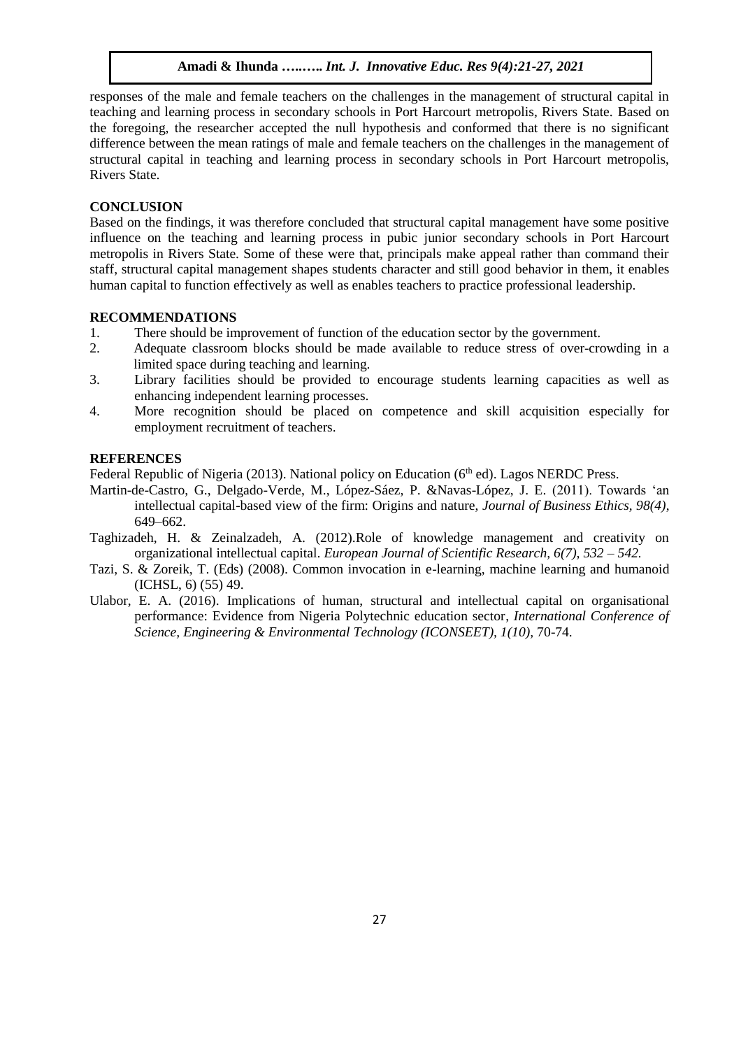responses of the male and female teachers on the challenges in the management of structural capital in teaching and learning process in secondary schools in Port Harcourt metropolis, Rivers State. Based on the foregoing, the researcher accepted the null hypothesis and conformed that there is no significant difference between the mean ratings of male and female teachers on the challenges in the management of structural capital in teaching and learning process in secondary schools in Port Harcourt metropolis, Rivers State.

## CONCLUSION

Based on the findings, it was therefore concluded that structural capital management have some positive influence on the teaching and learning process in pubic junior secondary schools in Port Harcourt metropolis in Rivers State. Some of these were that, principals make appeal rather than command their staff, structural capital management shapes students character and still good behavior in them, it enables human capital to function effectively as well as enables teachers to practice professional leadership.

## RECOMMENDATIONS

1. There should be improvement of function of the education sector by the government.
2. Adequate classroom blocks should be made available to reduce stress of over-crowding in a limited space during teaching and learning.
3. Library facilities should be provided to encourage students learning capacities as well as enhancing independent learning processes.
4. More recognition should be placed on competence and skill acquisition especially for employment recruitment of teachers.

## REFERENCES

Federal Republic of Nigeria (2013). National policy on Education (6th ed). Lagos NERDC Press.

Martin-de-Castro, G., Delgado-Verde, M., López-Sáez, P. &Navas-López, J. E. (2011). Towards 'an intellectual capital-based view of the firm: Origins and nature, *Journal of Business Ethics, 98(4)*, 649–662.

Taghizadeh, H. & Zeinalzadeh, A. (2012).Role of knowledge management and creativity on organizational intellectual capital. *European Journal of Scientific Research, 6(7), 532 – 542.*

Tazi, S. & Zoreik, T. (Eds) (2008). Common invocation in e-learning, machine learning and humanoid (ICHSL, 6) (55) 49.

Ulabor, E. A. (2016). Implications of human, structural and intellectual capital on organisational performance: Evidence from Nigeria Polytechnic education sector, *International Conference of Science, Engineering & Environmental Technology (ICONSEET), 1(10)*, 70-74.